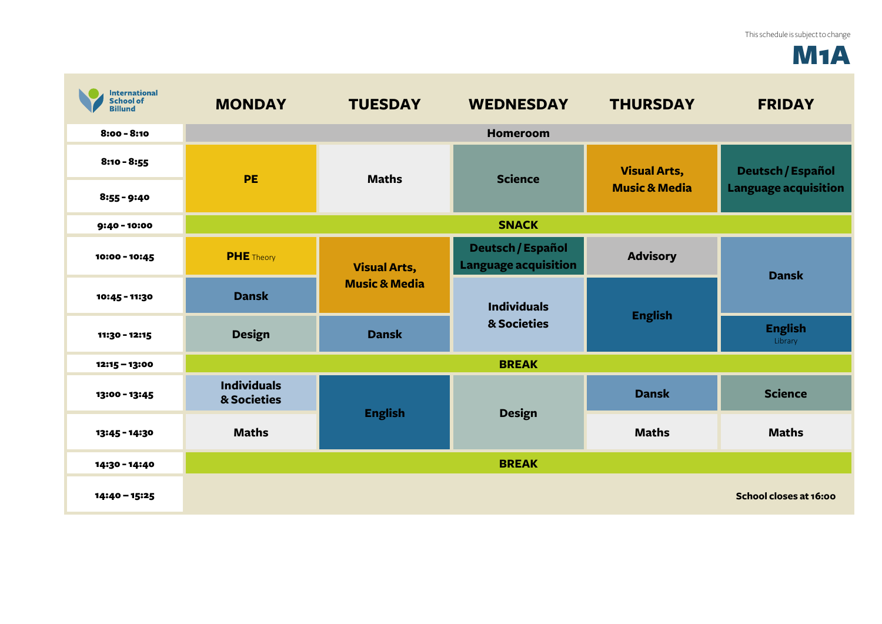This schedule is subject to change

# M1A

International School of Billund

| | MONDAY | TUESDAY | WEDNESDAY | THURSDAY | FRIDAY |
|---|---|---|---|---|---|
| 8:00 - 8:10 | Homeroom | | | | |
| 8:10 - 8:55 | PE | Maths | Science | Visual Arts, Music & Media | Deutsch / Español Language acquisition |
| 8:55 - 9:40 | PE | Maths | Science | Visual Arts, Music & Media | Deutsch / Español Language acquisition |
| 9:40 - 10:00 | SNACK | | | | |
| 10:00 - 10:45 | PHE Theory | Visual Arts, Music & Media | Deutsch / Español Language acquisition | Advisory | Dansk |
| 10:45 - 11:30 | Dansk | Visual Arts, Music & Media | Individuals & Societies | English | Dansk |
| 11:30 - 12:15 | Design | Dansk | Individuals & Societies | English | English Library |
| 12:15 – 13:00 | BREAK | | | | |
| 13:00 - 13:45 | Individuals & Societies | English | Design | Dansk | Science |
| 13:45 - 14:30 | Maths | English | Design | Maths | Maths |
| 14:30 - 14:40 | BREAK | | | | |
| 14:40 – 15:25 | | | | | School closes at 16:00 |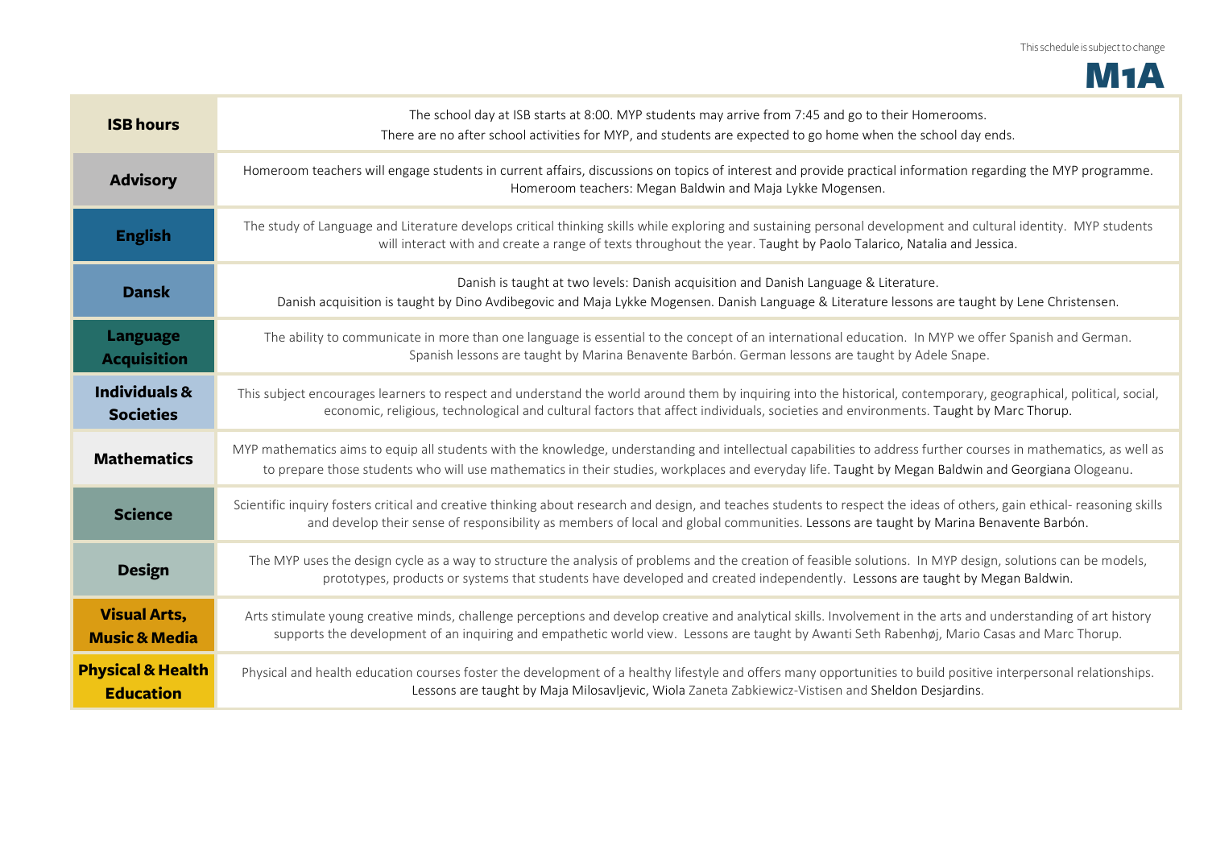This schedule is subject to change

# M1A

| | |
|---|---|
| **ISB hours** | The school day at ISB starts at 8:00. MYP students may arrive from 7:45 and go to their Homerooms. There are no after school activities for MYP, and students are expected to go home when the school day ends. |
| **Advisory** | Homeroom teachers will engage students in current affairs, discussions on topics of interest and provide practical information regarding the MYP programme. Homeroom teachers: Megan Baldwin and Maja Lykke Mogensen. |
| **English** | The study of Language and Literature develops critical thinking skills while exploring and sustaining personal development and cultural identity. MYP students will interact with and create a range of texts throughout the year. Taught by Paolo Talarico, Natalia and Jessica. |
| **Dansk** | Danish is taught at two levels: Danish acquisition and Danish Language & Literature. Danish acquisition is taught by Dino Avdibegovic and Maja Lykke Mogensen. Danish Language & Literature lessons are taught by Lene Christensen. |
| **Language Acquisition** | The ability to communicate in more than one language is essential to the concept of an international education. In MYP we offer Spanish and German. Spanish lessons are taught by Marina Benavente Barbón. German lessons are taught by Adele Snape. |
| **Individuals & Societies** | This subject encourages learners to respect and understand the world around them by inquiring into the historical, contemporary, geographical, political, social, economic, religious, technological and cultural factors that affect individuals, societies and environments. Taught by Marc Thorup. |
| **Mathematics** | MYP mathematics aims to equip all students with the knowledge, understanding and intellectual capabilities to address further courses in mathematics, as well as to prepare those students who will use mathematics in their studies, workplaces and everyday life. Taught by Megan Baldwin and Georgiana Ologeanu. |
| **Science** | Scientific inquiry fosters critical and creative thinking about research and design, and teaches students to respect the ideas of others, gain ethical- reasoning skills and develop their sense of responsibility as members of local and global communities. Lessons are taught by Marina Benavente Barbón. |
| **Design** | The MYP uses the design cycle as a way to structure the analysis of problems and the creation of feasible solutions. In MYP design, solutions can be models, prototypes, products or systems that students have developed and created independently. Lessons are taught by Megan Baldwin. |
| **Visual Arts, Music & Media** | Arts stimulate young creative minds, challenge perceptions and develop creative and analytical skills. Involvement in the arts and understanding of art history supports the development of an inquiring and empathetic world view. Lessons are taught by Awanti Seth Rabenhøj, Mario Casas and Marc Thorup. |
| **Physical & Health Education** | Physical and health education courses foster the development of a healthy lifestyle and offers many opportunities to build positive interpersonal relationships. Lessons are taught by Maja Milosavljevic, Wiola Zaneta Zabkiewicz-Vistisen and Sheldon Desjardins. |